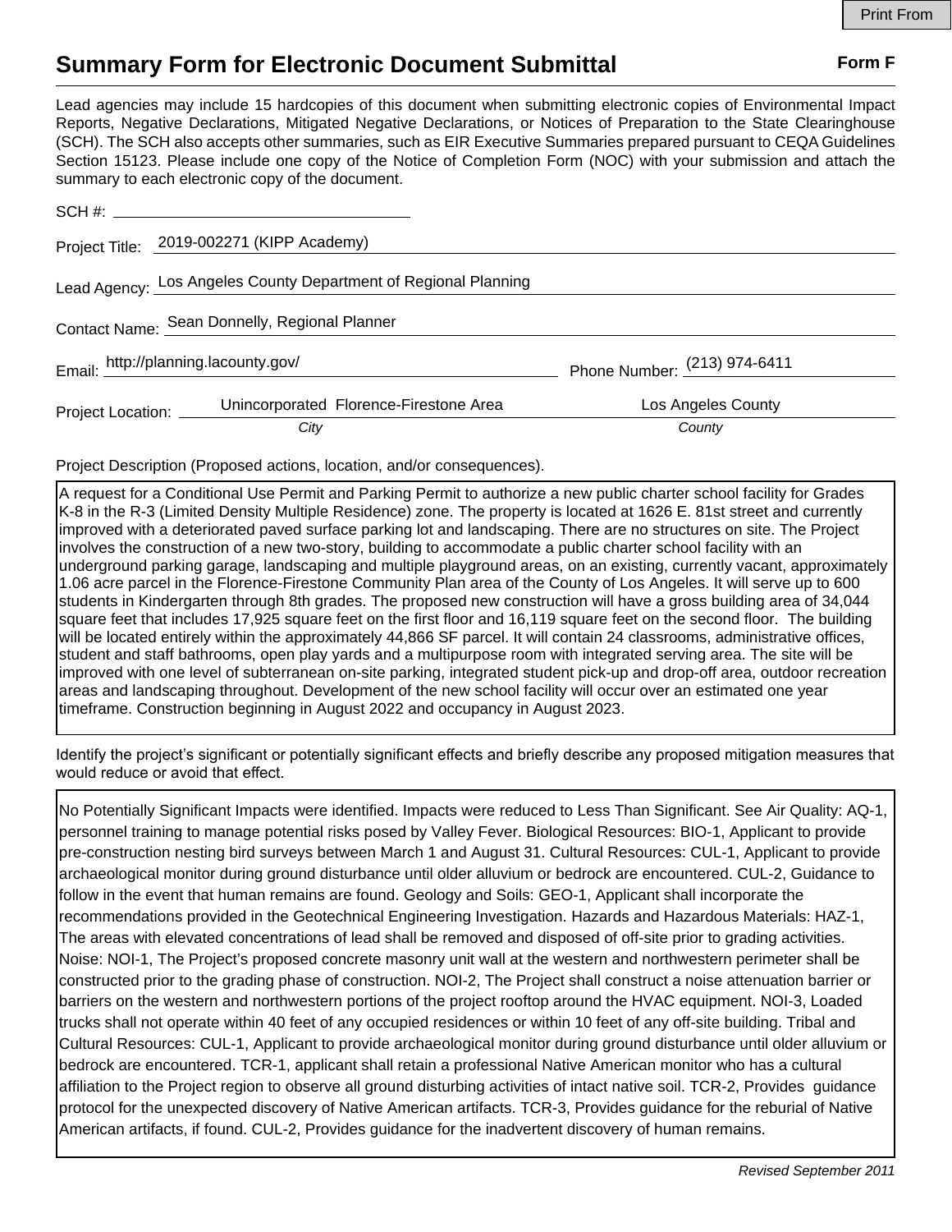# Summary Form for Electronic Document Submittal

**Form F**

Lead agencies may include 15 hardcopies of this document when submitting electronic copies of Environmental Impact Reports, Negative Declarations, Mitigated Negative Declarations, or Notices of Preparation to the State Clearinghouse (SCH). The SCH also accepts other summaries, such as EIR Executive Summaries prepared pursuant to CEQA Guidelines Section 15123. Please include one copy of the Notice of Completion Form (NOC) with your submission and attach the summary to each electronic copy of the document.

SCH #: 

Project Title: 2019-002271 (KIPP Academy)

Lead Agency: Los Angeles County Department of Regional Planning

Contact Name: Sean Donnelly, Regional Planner

Email: http://planning.lacounty.gov/ Phone Number: (213) 974-6411

Project Location: Unincorporated Florence-Firestone Area (*City*) Los Angeles County (*County*)

Project Description (Proposed actions, location, and/or consequences).

A request for a Conditional Use Permit and Parking Permit to authorize a new public charter school facility for Grades K-8 in the R-3 (Limited Density Multiple Residence) zone. The property is located at 1626 E. 81st street and currently improved with a deteriorated paved surface parking lot and landscaping. There are no structures on site. The Project involves the construction of a new two-story, building to accommodate a public charter school facility with an underground parking garage, landscaping and multiple playground areas, on an existing, currently vacant, approximately 1.06 acre parcel in the Florence-Firestone Community Plan area of the County of Los Angeles. It will serve up to 600 students in Kindergarten through 8th grades. The proposed new construction will have a gross building area of 34,044 square feet that includes 17,925 square feet on the first floor and 16,119 square feet on the second floor. The building will be located entirely within the approximately 44,866 SF parcel. It will contain 24 classrooms, administrative offices, student and staff bathrooms, open play yards and a multipurpose room with integrated serving area. The site will be improved with one level of subterranean on-site parking, integrated student pick-up and drop-off area, outdoor recreation areas and landscaping throughout. Development of the new school facility will occur over an estimated one year timeframe. Construction beginning in August 2022 and occupancy in August 2023.

Identify the project's significant or potentially significant effects and briefly describe any proposed mitigation measures that would reduce or avoid that effect.

No Potentially Significant Impacts were identified. Impacts were reduced to Less Than Significant. See Air Quality: AQ-1, personnel training to manage potential risks posed by Valley Fever. Biological Resources: BIO-1, Applicant to provide pre-construction nesting bird surveys between March 1 and August 31. Cultural Resources: CUL-1, Applicant to provide archaeological monitor during ground disturbance until older alluvium or bedrock are encountered. CUL-2, Guidance to follow in the event that human remains are found. Geology and Soils: GEO-1, Applicant shall incorporate the recommendations provided in the Geotechnical Engineering Investigation. Hazards and Hazardous Materials: HAZ-1, The areas with elevated concentrations of lead shall be removed and disposed of off-site prior to grading activities. Noise: NOI-1, The Project's proposed concrete masonry unit wall at the western and northwestern perimeter shall be constructed prior to the grading phase of construction. NOI-2, The Project shall construct a noise attenuation barrier or barriers on the western and northwestern portions of the project rooftop around the HVAC equipment. NOI-3, Loaded trucks shall not operate within 40 feet of any occupied residences or within 10 feet of any off-site building. Tribal and Cultural Resources: CUL-1, Applicant to provide archaeological monitor during ground disturbance until older alluvium or bedrock are encountered. TCR-1, applicant shall retain a professional Native American monitor who has a cultural affiliation to the Project region to observe all ground disturbing activities of intact native soil. TCR-2, Provides guidance protocol for the unexpected discovery of Native American artifacts. TCR-3, Provides guidance for the reburial of Native American artifacts, if found. CUL-2, Provides guidance for the inadvertent discovery of human remains.

*Revised September 2011*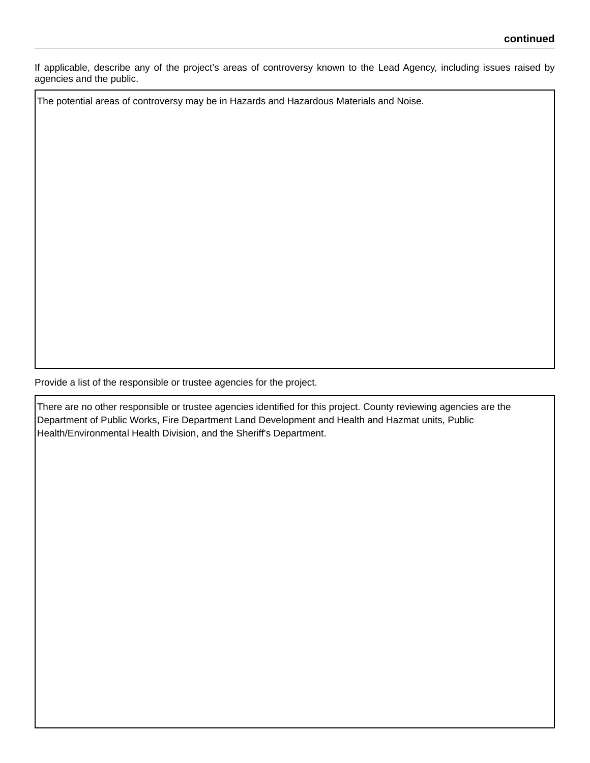**continued**

If applicable, describe any of the project's areas of controversy known to the Lead Agency, including issues raised by agencies and the public.

The potential areas of controversy may be in Hazards and Hazardous Materials and Noise.

Provide a list of the responsible or trustee agencies for the project.

There are no other responsible or trustee agencies identified for this project. County reviewing agencies are the Department of Public Works, Fire Department Land Development and Health and Hazmat units, Public Health/Environmental Health Division, and the Sheriff's Department.